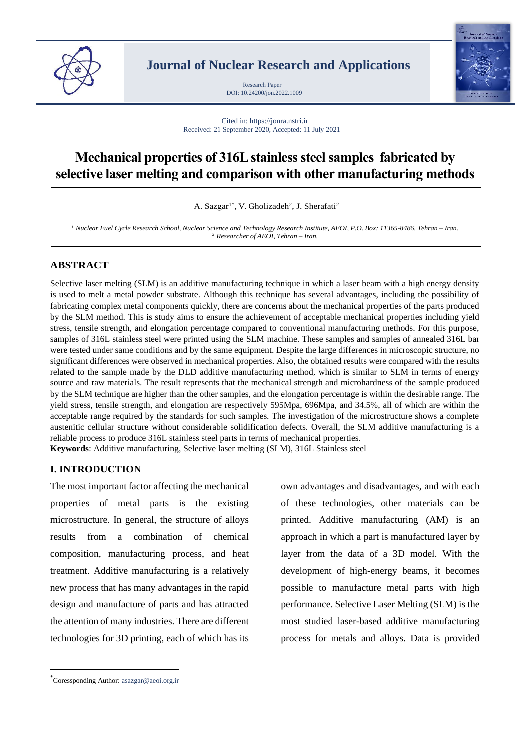Journal of Nuclear Research and Applications

Research Paper
DOI: 10.24200/jon.2022.1009

Cited in: https://jonra.nstri.ir
Received: 21 September 2020, Accepted: 11 July 2021

# Mechanical properties of 316L stainless steel samples fabricated by selective laser melting and comparison with other manufacturing methods

A. Sazgar[1*], V. Gholizadeh[2], J. Sherafati[2]

[1] *Nuclear Fuel Cycle Research School, Nuclear Science and Technology Research Institute, AEOI, P.O. Box: 11365-8486, Tehran – Iran.*
[2] *Researcher of AEOI, Tehran – Iran.*

## ABSTRACT

Selective laser melting (SLM) is an additive manufacturing technique in which a laser beam with a high energy density is used to melt a metal powder substrate. Although this technique has several advantages, including the possibility of fabricating complex metal components quickly, there are concerns about the mechanical properties of the parts produced by the SLM method. This is study aims to ensure the achievement of acceptable mechanical properties including yield stress, tensile strength, and elongation percentage compared to conventional manufacturing methods. For this purpose, samples of 316L stainless steel were printed using the SLM machine. These samples and samples of annealed 316L bar were tested under same conditions and by the same equipment. Despite the large differences in microscopic structure, no significant differences were observed in mechanical properties. Also, the obtained results were compared with the results related to the sample made by the DLD additive manufacturing method, which is similar to SLM in terms of energy source and raw materials. The result represents that the mechanical strength and microhardness of the sample produced by the SLM technique are higher than the other samples, and the elongation percentage is within the desirable range. The yield stress, tensile strength, and elongation are respectively 595Mpa, 696Mpa, and 34.5%, all of which are within the acceptable range required by the standards for such samples. The investigation of the microstructure shows a complete austenitic cellular structure without considerable solidification defects. Overall, the SLM additive manufacturing is a reliable process to produce 316L stainless steel parts in terms of mechanical properties.

**Keywords**: Additive manufacturing, Selective laser melting (SLM), 316L Stainless steel

## I. INTRODUCTION

The most important factor affecting the mechanical properties of metal parts is the existing microstructure. In general, the structure of alloys results from a combination of chemical composition, manufacturing process, and heat treatment. Additive manufacturing is a relatively new process that has many advantages in the rapid design and manufacture of parts and has attracted the attention of many industries. There are different technologies for 3D printing, each of which has its own advantages and disadvantages, and with each of these technologies, other materials can be printed. Additive manufacturing (AM) is an approach in which a part is manufactured layer by layer from the data of a 3D model. With the development of high-energy beams, it becomes possible to manufacture metal parts with high performance. Selective Laser Melting (SLM) is the most studied laser-based additive manufacturing process for metals and alloys. Data is provided

[*] Coressponding Author: asazgar@aeoi.org.ir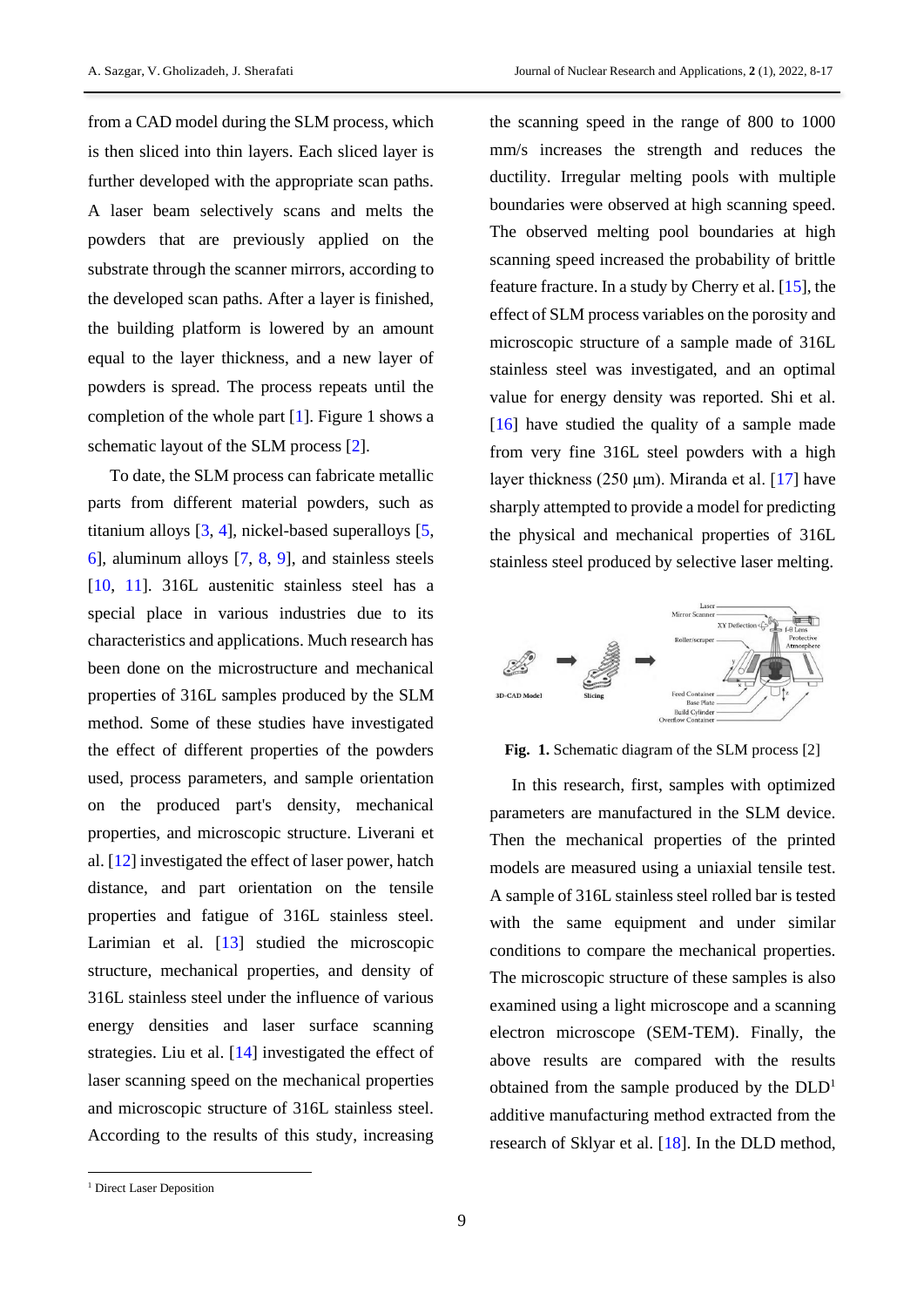from a CAD model during the SLM process, which is then sliced into thin layers. Each sliced layer is further developed with the appropriate scan paths. A laser beam selectively scans and melts the powders that are previously applied on the substrate through the scanner mirrors, according to the developed scan paths. After a layer is finished, the building platform is lowered by an amount equal to the layer thickness, and a new layer of powders is spread. The process repeats until the completion of the whole part [1]. Figure 1 shows a schematic layout of the SLM process [2].

To date, the SLM process can fabricate metallic parts from different material powders, such as titanium alloys [3, 4], nickel-based superalloys [5, 6], aluminum alloys [7, 8, 9], and stainless steels [10, 11]. 316L austenitic stainless steel has a special place in various industries due to its characteristics and applications. Much research has been done on the microstructure and mechanical properties of 316L samples produced by the SLM method. Some of these studies have investigated the effect of different properties of the powders used, process parameters, and sample orientation on the produced part's density, mechanical properties, and microscopic structure. Liverani et al. [12] investigated the effect of laser power, hatch distance, and part orientation on the tensile properties and fatigue of 316L stainless steel. Larimian et al. [13] studied the microscopic structure, mechanical properties, and density of 316L stainless steel under the influence of various energy densities and laser surface scanning strategies. Liu et al. [14] investigated the effect of laser scanning speed on the mechanical properties and microscopic structure of 316L stainless steel. According to the results of this study, increasing the scanning speed in the range of 800 to 1000 mm/s increases the strength and reduces the ductility. Irregular melting pools with multiple boundaries were observed at high scanning speed. The observed melting pool boundaries at high scanning speed increased the probability of brittle feature fracture. In a study by Cherry et al. [15], the effect of SLM process variables on the porosity and microscopic structure of a sample made of 316L stainless steel was investigated, and an optimal value for energy density was reported. Shi et al. [16] have studied the quality of a sample made from very fine 316L steel powders with a high layer thickness (250 µm). Miranda et al. [17] have sharply attempted to provide a model for predicting the physical and mechanical properties of 316L stainless steel produced by selective laser melting.

**Fig. 1.** Schematic diagram of the SLM process [2]

In this research, first, samples with optimized parameters are manufactured in the SLM device. Then the mechanical properties of the printed models are measured using a uniaxial tensile test. A sample of 316L stainless steel rolled bar is tested with the same equipment and under similar conditions to compare the mechanical properties. The microscopic structure of these samples is also examined using a light microscope and a scanning electron microscope (SEM-TEM). Finally, the above results are compared with the results obtained from the sample produced by the DLD[1] additive manufacturing method extracted from the research of Sklyar et al. [18]. In the DLD method,

[1] Direct Laser Deposition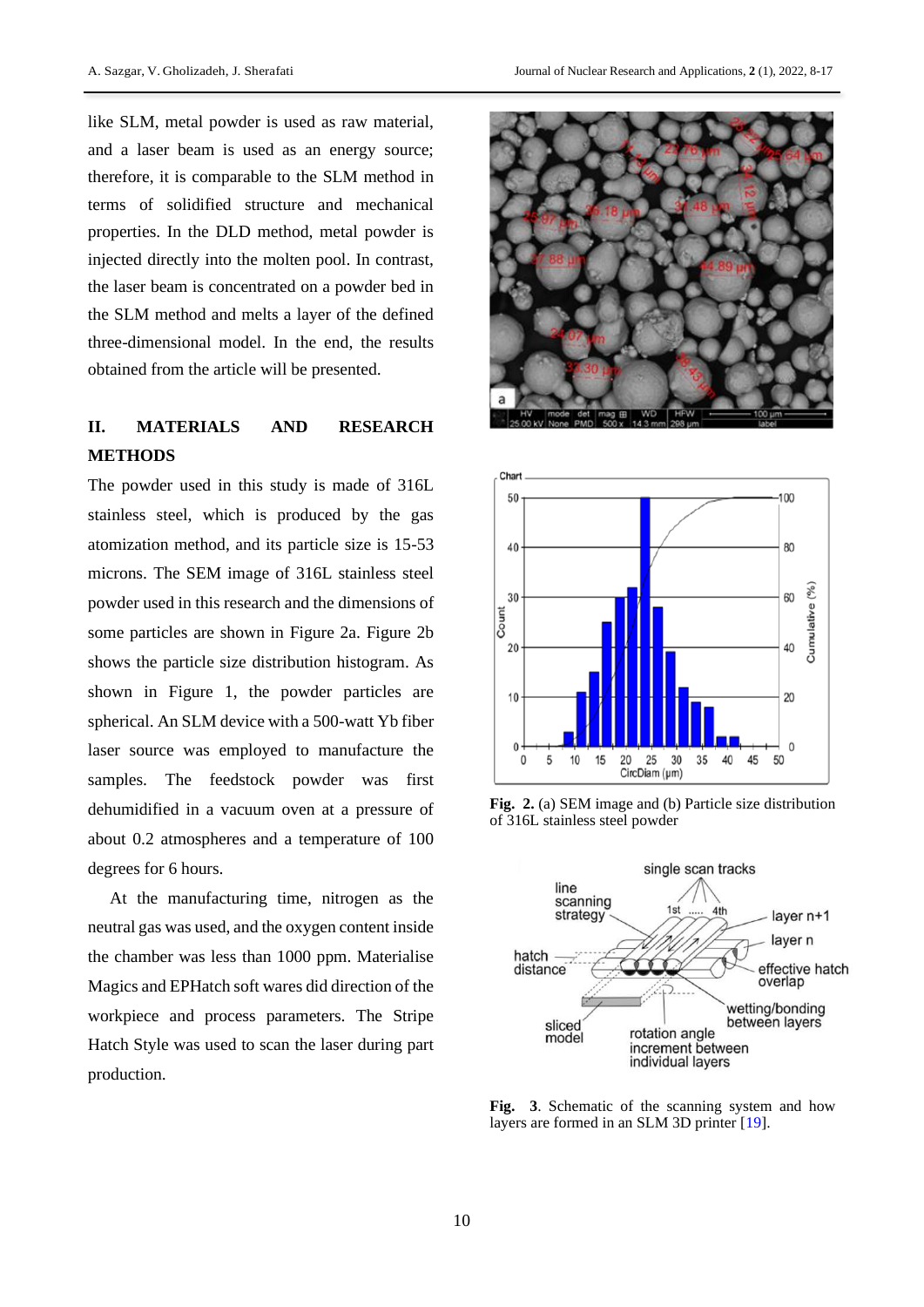like SLM, metal powder is used as raw material, and a laser beam is used as an energy source; therefore, it is comparable to the SLM method in terms of solidified structure and mechanical properties. In the DLD method, metal powder is injected directly into the molten pool. In contrast, the laser beam is concentrated on a powder bed in the SLM method and melts a layer of the defined three-dimensional model. In the end, the results obtained from the article will be presented.

## II. MATERIALS AND RESEARCH METHODS

The powder used in this study is made of 316L stainless steel, which is produced by the gas atomization method, and its particle size is 15-53 microns. The SEM image of 316L stainless steel powder used in this research and the dimensions of some particles are shown in Figure 2a. Figure 2b shows the particle size distribution histogram. As shown in Figure 1, the powder particles are spherical. An SLM device with a 500-watt Yb fiber laser source was employed to manufacture the samples. The feedstock powder was first dehumidified in a vacuum oven at a pressure of about 0.2 atmospheres and a temperature of 100 degrees for 6 hours.

At the manufacturing time, nitrogen as the neutral gas was used, and the oxygen content inside the chamber was less than 1000 ppm. Materialise Magics and EPHatch soft wares did direction of the workpiece and process parameters. The Stripe Hatch Style was used to scan the laser during part production.

**Fig. 2.** (a) SEM image and (b) Particle size distribution of 316L stainless steel powder

**Fig. 3**. Schematic of the scanning system and how layers are formed in an SLM 3D printer [19].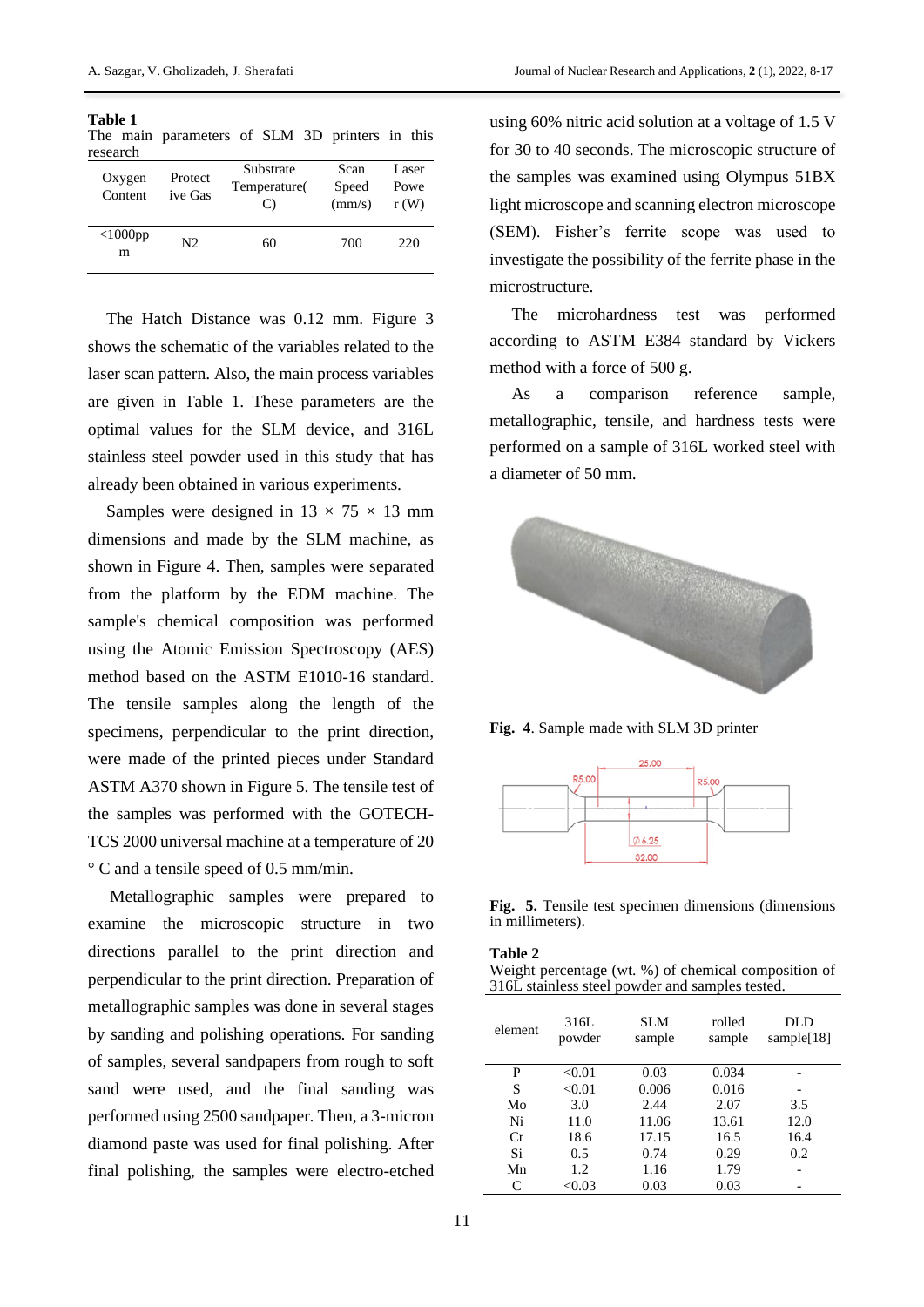**Table 1**
The main parameters of SLM 3D printers in this research

| Oxygen Content | Protective Gas | Substrate Temperature(C) | Scan Speed (mm/s) | Laser Power (W) |
|---|---|---|---|---|
| <1000ppm | N2 | 60 | 700 | 220 |

The Hatch Distance was 0.12 mm. Figure 3 shows the schematic of the variables related to the laser scan pattern. Also, the main process variables are given in Table 1. These parameters are the optimal values for the SLM device, and 316L stainless steel powder used in this study that has already been obtained in various experiments.

Samples were designed in 13 × 75 × 13 mm dimensions and made by the SLM machine, as shown in Figure 4. Then, samples were separated from the platform by the EDM machine. The sample's chemical composition was performed using the Atomic Emission Spectroscopy (AES) method based on the ASTM E1010-16 standard. The tensile samples along the length of the specimens, perpendicular to the print direction, were made of the printed pieces under Standard ASTM A370 shown in Figure 5. The tensile test of the samples was performed with the GOTECH-TCS 2000 universal machine at a temperature of 20 ° C and a tensile speed of 0.5 mm/min.

Metallographic samples were prepared to examine the microscopic structure in two directions parallel to the print direction and perpendicular to the print direction. Preparation of metallographic samples was done in several stages by sanding and polishing operations. For sanding of samples, several sandpapers from rough to soft sand were used, and the final sanding was performed using 2500 sandpaper. Then, a 3-micron diamond paste was used for final polishing. After final polishing, the samples were electro-etched using 60% nitric acid solution at a voltage of 1.5 V for 30 to 40 seconds. The microscopic structure of the samples was examined using Olympus 51BX light microscope and scanning electron microscope (SEM). Fisher's ferrite scope was used to investigate the possibility of the ferrite phase in the microstructure.

The microhardness test was performed according to ASTM E384 standard by Vickers method with a force of 500 g.

As a comparison reference sample, metallographic, tensile, and hardness tests were performed on a sample of 316L worked steel with a diameter of 50 mm.

**Fig. 4**. Sample made with SLM 3D printer

**Fig. 5.** Tensile test specimen dimensions (dimensions in millimeters).

**Table 2**
Weight percentage (wt. %) of chemical composition of 316L stainless steel powder and samples tested.

| element | 316L powder | SLM sample | rolled sample | DLD sample[18] |
|---|---|---|---|---|
| P | <0.01 | 0.03 | 0.034 | - |
| S | <0.01 | 0.006 | 0.016 | - |
| Mo | 3.0 | 2.44 | 2.07 | 3.5 |
| Ni | 11.0 | 11.06 | 13.61 | 12.0 |
| Cr | 18.6 | 17.15 | 16.5 | 16.4 |
| Si | 0.5 | 0.74 | 0.29 | 0.2 |
| Mn | 1.2 | 1.16 | 1.79 | - |
| C | <0.03 | 0.03 | 0.03 | - |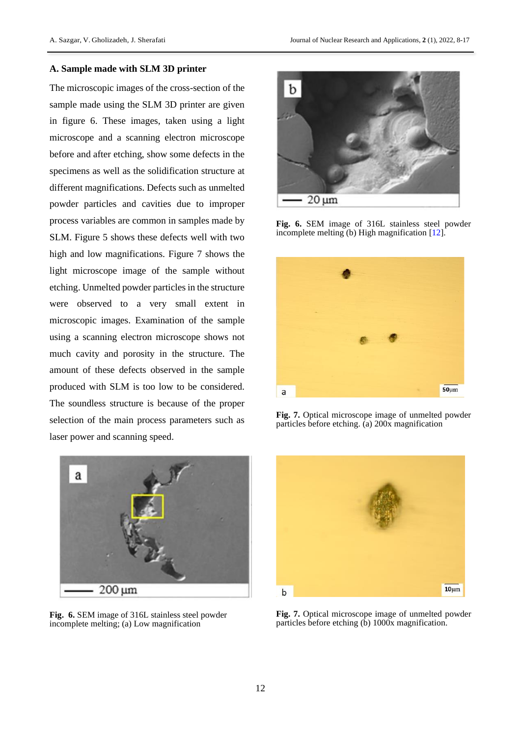### A. Sample made with SLM 3D printer

The microscopic images of the cross-section of the sample made using the SLM 3D printer are given in figure 6. These images, taken using a light microscope and a scanning electron microscope before and after etching, show some defects in the specimens as well as the solidification structure at different magnifications. Defects such as unmelted powder particles and cavities due to improper process variables are common in samples made by SLM. Figure 5 shows these defects well with two high and low magnifications. Figure 7 shows the light microscope image of the sample without etching. Unmelted powder particles in the structure were observed to a very small extent in microscopic images. Examination of the sample using a scanning electron microscope shows not much cavity and porosity in the structure. The amount of these defects observed in the sample produced with SLM is too low to be considered. The soundless structure is because of the proper selection of the main process parameters such as laser power and scanning speed.

**Fig. 6.** SEM image of 316L stainless steel powder incomplete melting; (a) Low magnification

**Fig. 6.** SEM image of 316L stainless steel powder incomplete melting (b) High magnification [12].

**Fig. 7.** Optical microscope image of unmelted powder particles before etching. (a) 200x magnification

**Fig. 7.** Optical microscope image of unmelted powder particles before etching (b) 1000x magnification.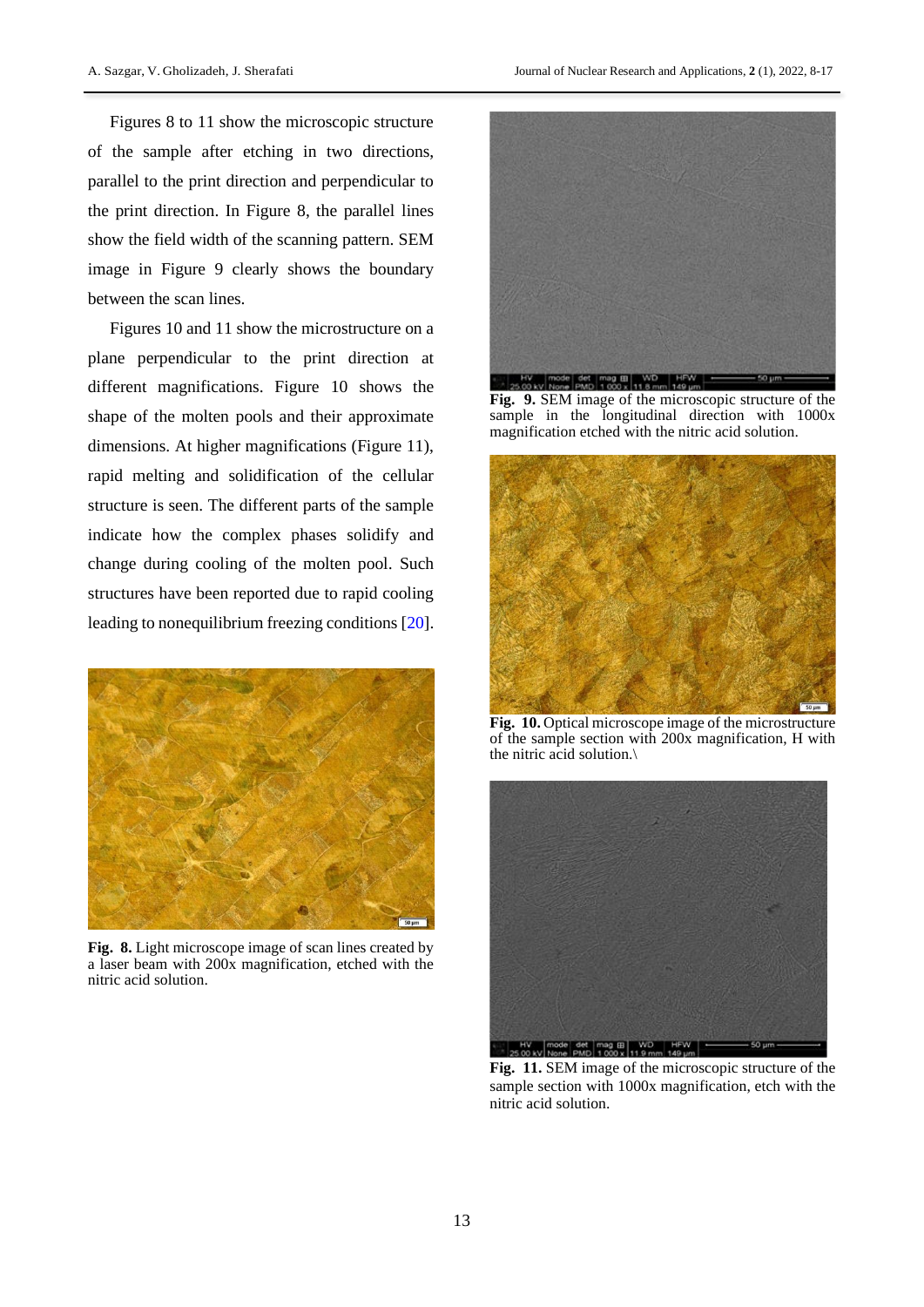Figures 8 to 11 show the microscopic structure of the sample after etching in two directions, parallel to the print direction and perpendicular to the print direction. In Figure 8, the parallel lines show the field width of the scanning pattern. SEM image in Figure 9 clearly shows the boundary between the scan lines.

Figures 10 and 11 show the microstructure on a plane perpendicular to the print direction at different magnifications. Figure 10 shows the shape of the molten pools and their approximate dimensions. At higher magnifications (Figure 11), rapid melting and solidification of the cellular structure is seen. The different parts of the sample indicate how the complex phases solidify and change during cooling of the molten pool. Such structures have been reported due to rapid cooling leading to nonequilibrium freezing conditions [20].

**Fig. 8.** Light microscope image of scan lines created by a laser beam with 200x magnification, etched with the nitric acid solution.

**Fig. 9.** SEM image of the microscopic structure of the sample in the longitudinal direction with 1000x magnification etched with the nitric acid solution.

**Fig. 10.** Optical microscope image of the microstructure of the sample section with 200x magnification, H with the nitric acid solution.\

**Fig. 11.** SEM image of the microscopic structure of the sample section with 1000x magnification, etch with the nitric acid solution.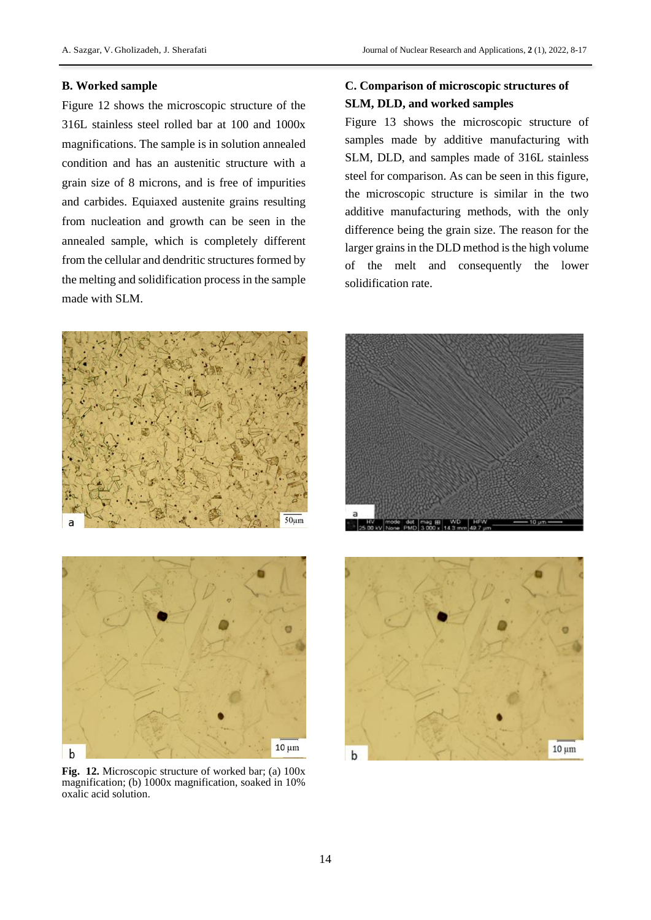### B. Worked sample

Figure 12 shows the microscopic structure of the 316L stainless steel rolled bar at 100 and 1000x magnifications. The sample is in solution annealed condition and has an austenitic structure with a grain size of 8 microns, and is free of impurities and carbides. Equiaxed austenite grains resulting from nucleation and growth can be seen in the annealed sample, which is completely different from the cellular and dendritic structures formed by the melting and solidification process in the sample made with SLM.

**Fig. 12.** Microscopic structure of worked bar; (a) 100x magnification; (b) 1000x magnification, soaked in 10% oxalic acid solution.

### C. Comparison of microscopic structures of SLM, DLD, and worked samples

Figure 13 shows the microscopic structure of samples made by additive manufacturing with SLM, DLD, and samples made of 316L stainless steel for comparison. As can be seen in this figure, the microscopic structure is similar in the two additive manufacturing methods, with the only difference being the grain size. The reason for the larger grains in the DLD method is the high volume of the melt and consequently the lower solidification rate.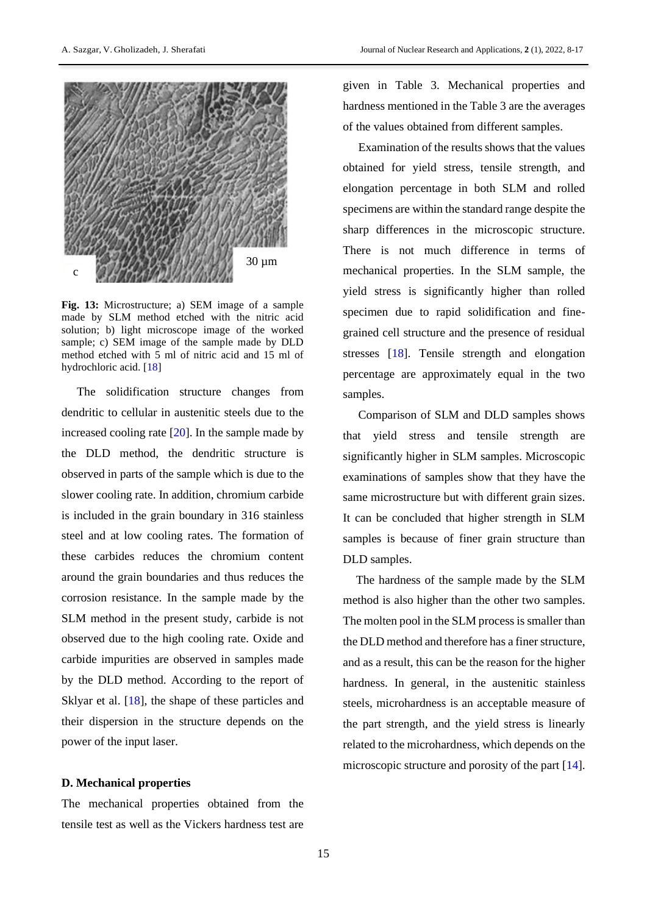Fig. 13: Microstructure; a) SEM image of a sample made by SLM method etched with the nitric acid solution; b) light microscope image of the worked sample; c) SEM image of the sample made by DLD method etched with 5 ml of nitric acid and 15 ml of hydrochloric acid. [18]

The solidification structure changes from dendritic to cellular in austenitic steels due to the increased cooling rate [20]. In the sample made by the DLD method, the dendritic structure is observed in parts of the sample which is due to the slower cooling rate. In addition, chromium carbide is included in the grain boundary in 316 stainless steel and at low cooling rates. The formation of these carbides reduces the chromium content around the grain boundaries and thus reduces the corrosion resistance. In the sample made by the SLM method in the present study, carbide is not observed due to the high cooling rate. Oxide and carbide impurities are observed in samples made by the DLD method. According to the report of Sklyar et al. [18], the shape of these particles and their dispersion in the structure depends on the power of the input laser.

**D. Mechanical properties**

The mechanical properties obtained from the tensile test as well as the Vickers hardness test are given in Table 3. Mechanical properties and hardness mentioned in the Table 3 are the averages of the values obtained from different samples.

Examination of the results shows that the values obtained for yield stress, tensile strength, and elongation percentage in both SLM and rolled specimens are within the standard range despite the sharp differences in the microscopic structure. There is not much difference in terms of mechanical properties. In the SLM sample, the yield stress is significantly higher than rolled specimen due to rapid solidification and fine-grained cell structure and the presence of residual stresses [18]. Tensile strength and elongation percentage are approximately equal in the two samples.

Comparison of SLM and DLD samples shows that yield stress and tensile strength are significantly higher in SLM samples. Microscopic examinations of samples show that they have the same microstructure but with different grain sizes. It can be concluded that higher strength in SLM samples is because of finer grain structure than DLD samples.

The hardness of the sample made by the SLM method is also higher than the other two samples. The molten pool in the SLM process is smaller than the DLD method and therefore has a finer structure, and as a result, this can be the reason for the higher hardness. In general, in the austenitic stainless steels, microhardness is an acceptable measure of the part strength, and the yield stress is linearly related to the microhardness, which depends on the microscopic structure and porosity of the part [14].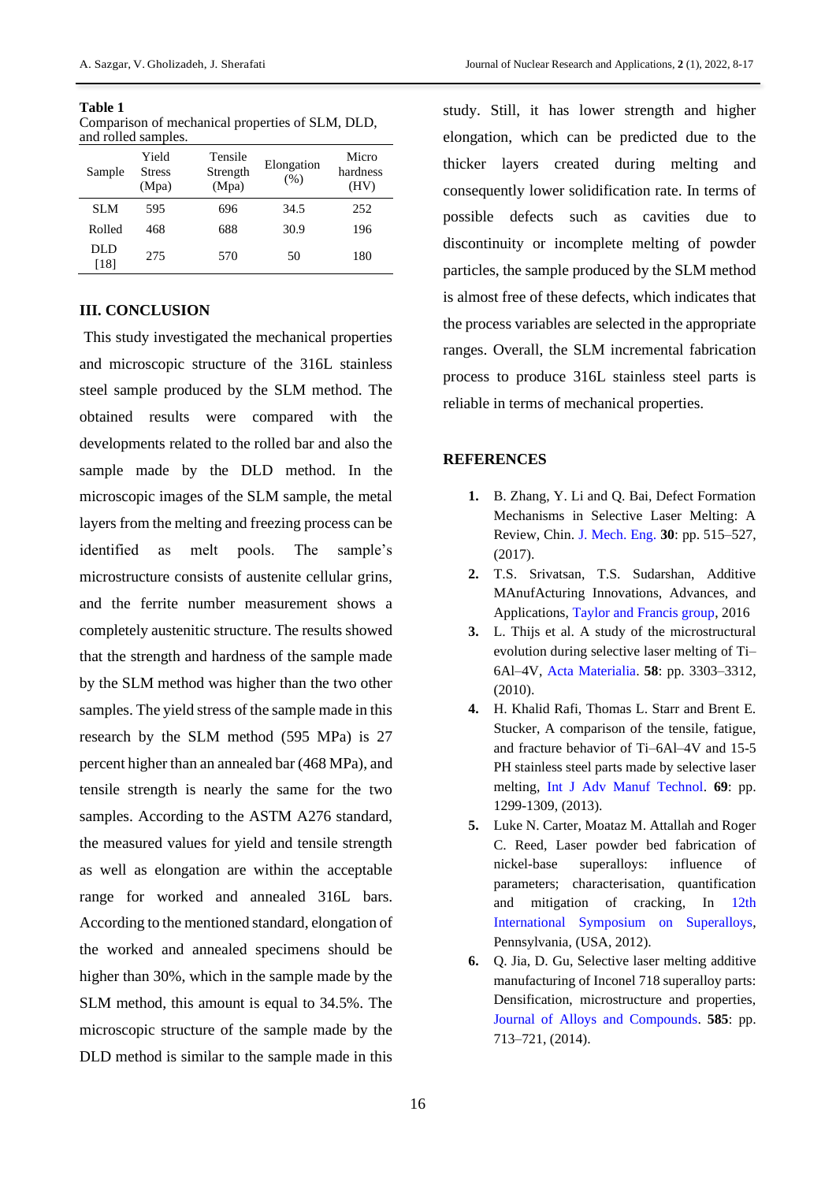**Table 1**
Comparison of mechanical properties of SLM, DLD, and rolled samples.

| Sample | Yield Stress (Mpa) | Tensile Strength (Mpa) | Elongation (%) | Micro hardness (HV) |
|---|---|---|---|---|
| SLM | 595 | 696 | 34.5 | 252 |
| Rolled | 468 | 688 | 30.9 | 196 |
| DLD [18] | 275 | 570 | 50 | 180 |

## III. CONCLUSION

This study investigated the mechanical properties and microscopic structure of the 316L stainless steel sample produced by the SLM method. The obtained results were compared with the developments related to the rolled bar and also the sample made by the DLD method. In the microscopic images of the SLM sample, the metal layers from the melting and freezing process can be identified as melt pools. The sample's microstructure consists of austenite cellular grins, and the ferrite number measurement shows a completely austenitic structure. The results showed that the strength and hardness of the sample made by the SLM method was higher than the two other samples. The yield stress of the sample made in this research by the SLM method (595 MPa) is 27 percent higher than an annealed bar (468 MPa), and tensile strength is nearly the same for the two samples. According to the ASTM A276 standard, the measured values for yield and tensile strength as well as elongation are within the acceptable range for worked and annealed 316L bars. According to the mentioned standard, elongation of the worked and annealed specimens should be higher than 30%, which in the sample made by the SLM method, this amount is equal to 34.5%. The microscopic structure of the sample made by the DLD method is similar to the sample made in this study. Still, it has lower strength and higher elongation, which can be predicted due to the thicker layers created during melting and consequently lower solidification rate. In terms of possible defects such as cavities due to discontinuity or incomplete melting of powder particles, the sample produced by the SLM method is almost free of these defects, which indicates that the process variables are selected in the appropriate ranges. Overall, the SLM incremental fabrication process to produce 316L stainless steel parts is reliable in terms of mechanical properties.

## REFERENCES

1. B. Zhang, Y. Li and Q. Bai, Defect Formation Mechanisms in Selective Laser Melting: A Review, Chin. J. Mech. Eng. **30**: pp. 515–527, (2017).
2. T.S. Srivatsan, T.S. Sudarshan, Additive MAnufActuring Innovations, Advances, and Applications, Taylor and Francis group, 2016
3. L. Thijs et al. A study of the microstructural evolution during selective laser melting of Ti–6Al–4V, Acta Materialia. **58**: pp. 3303–3312, (2010).
4. H. Khalid Rafi, Thomas L. Starr and Brent E. Stucker, A comparison of the tensile, fatigue, and fracture behavior of Ti–6Al–4V and 15-5 PH stainless steel parts made by selective laser melting, Int J Adv Manuf Technol. **69**: pp. 1299-1309, (2013).
5. Luke N. Carter, Moataz M. Attallah and Roger C. Reed, Laser powder bed fabrication of nickel-base superalloys: influence of parameters; characterisation, quantification and mitigation of cracking, In 12th International Symposium on Superalloys, Pennsylvania, (USA, 2012).
6. Q. Jia, D. Gu, Selective laser melting additive manufacturing of Inconel 718 superalloy parts: Densification, microstructure and properties, Journal of Alloys and Compounds. **585**: pp. 713–721, (2014).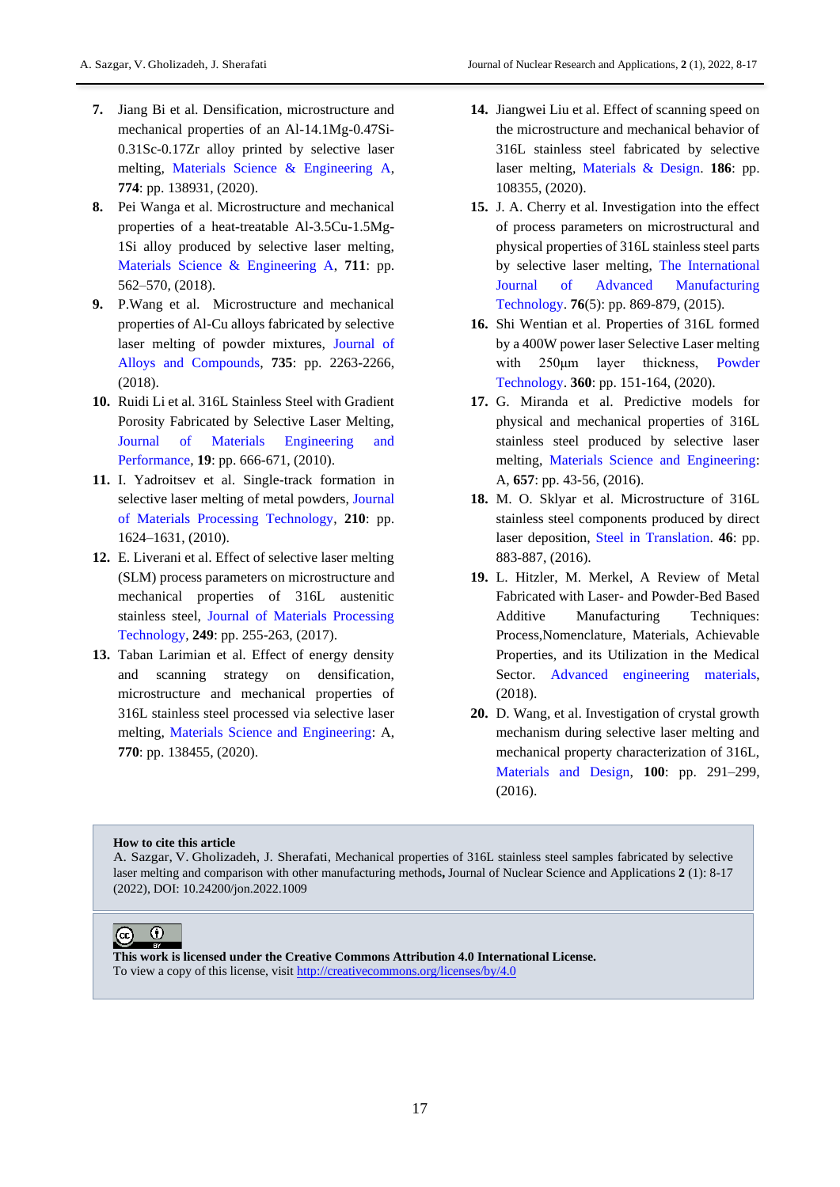7. Jiang Bi et al. Densification, microstructure and mechanical properties of an Al-14.1Mg-0.47Si-0.31Sc-0.17Zr alloy printed by selective laser melting, Materials Science & Engineering A, **774**: pp. 138931, (2020).
8. Pei Wanga et al. Microstructure and mechanical properties of a heat-treatable Al-3.5Cu-1.5Mg-1Si alloy produced by selective laser melting, Materials Science & Engineering A, **711**: pp. 562–570, (2018).
9. P.Wang et al. Microstructure and mechanical properties of Al-Cu alloys fabricated by selective laser melting of powder mixtures, Journal of Alloys and Compounds, **735**: pp. 2263-2266, (2018).
10. Ruidi Li et al. 316L Stainless Steel with Gradient Porosity Fabricated by Selective Laser Melting, Journal of Materials Engineering and Performance, **19**: pp. 666-671, (2010).
11. I. Yadroitsev et al. Single-track formation in selective laser melting of metal powders, Journal of Materials Processing Technology, **210**: pp. 1624–1631, (2010).
12. E. Liverani et al. Effect of selective laser melting (SLM) process parameters on microstructure and mechanical properties of 316L austenitic stainless steel, Journal of Materials Processing Technology, **249**: pp. 255-263, (2017).
13. Taban Larimian et al. Effect of energy density and scanning strategy on densification, microstructure and mechanical properties of 316L stainless steel processed via selective laser melting, Materials Science and Engineering: A, **770**: pp. 138455, (2020).
14. Jiangwei Liu et al. Effect of scanning speed on the microstructure and mechanical behavior of 316L stainless steel fabricated by selective laser melting, Materials & Design. **186**: pp. 108355, (2020).
15. J. A. Cherry et al. Investigation into the effect of process parameters on microstructural and physical properties of 316L stainless steel parts by selective laser melting, The International Journal of Advanced Manufacturing Technology. **76**(5): pp. 869-879, (2015).
16. Shi Wentian et al. Properties of 316L formed by a 400W power laser Selective Laser melting with 250μm layer thickness, Powder Technology. **360**: pp. 151-164, (2020).
17. G. Miranda et al. Predictive models for physical and mechanical properties of 316L stainless steel produced by selective laser melting, Materials Science and Engineering: A, **657**: pp. 43-56, (2016).
18. M. O. Sklyar et al. Microstructure of 316L stainless steel components produced by direct laser deposition, Steel in Translation. **46**: pp. 883-887, (2016).
19. L. Hitzler, M. Merkel, A Review of Metal Fabricated with Laser- and Powder-Bed Based Additive Manufacturing Techniques: Process,Nomenclature, Materials, Achievable Properties, and its Utilization in the Medical Sector. Advanced engineering materials, (2018).
20. D. Wang, et al. Investigation of crystal growth mechanism during selective laser melting and mechanical property characterization of 316L, Materials and Design, **100**: pp. 291–299, (2016).

**How to cite this article**
A. Sazgar, V. Gholizadeh, J. Sherafati, Mechanical properties of 316L stainless steel samples fabricated by selective laser melting and comparison with other manufacturing methods**,** Journal of Nuclear Science and Applications **2** (1): 8-17 (2022), DOI: 10.24200/jon.2022.1009

**This work is licensed under the Creative Commons Attribution 4.0 International License.**
To view a copy of this license, visit http://creativecommons.org/licenses/by/4.0